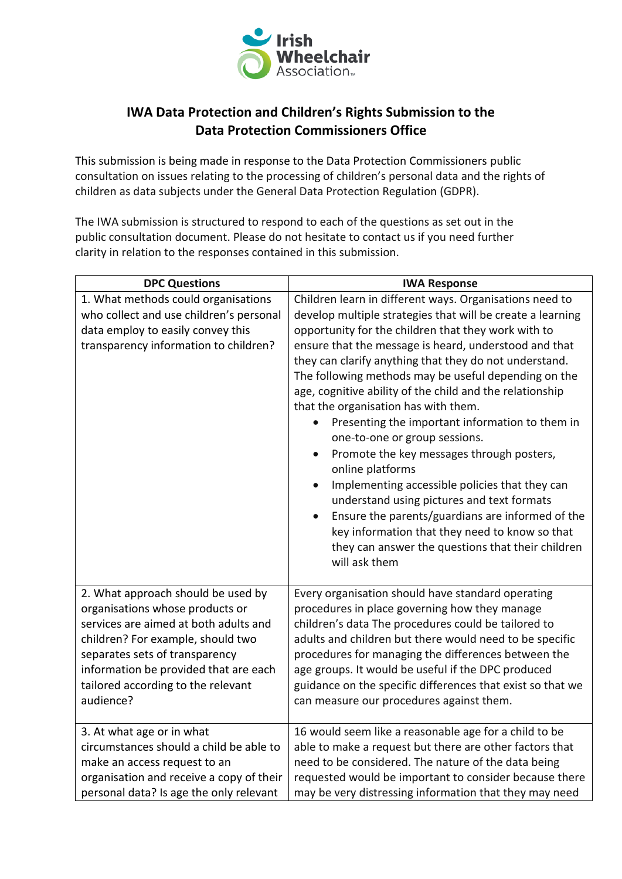# IWA Data Protection and Children's Rights Submission to the Data Protection Commissioners Office

This submission is being made in response to the Data Protection Commissioners public consultation on issues relating to the processing of children's personal data and the rights of children as data subjects under the General Data Protection Regulation (GDPR).

The IWA submission is structured to respond to each of the questions as set out in the public consultation document. Please do not hesitate to contact us if you need further clarity in relation to the responses contained in this submission.

| DPC Questions | IWA Response |
|---|---|
| 1. What methods could organisations who collect and use children's personal data employ to easily convey this transparency information to children? | Children learn in different ways. Organisations need to develop multiple strategies that will be create a learning opportunity for the children that they work with to ensure that the message is heard, understood and that they can clarify anything that they do not understand. The following methods may be useful depending on the age, cognitive ability of the child and the relationship that the organisation has with them.<br>• Presenting the important information to them in one-to-one or group sessions.<br>• Promote the key messages through posters, online platforms<br>• Implementing accessible policies that they can understand using pictures and text formats<br>• Ensure the parents/guardians are informed of the key information that they need to know so that they can answer the questions that their children will ask them |
| 2. What approach should be used by organisations whose products or services are aimed at both adults and children? For example, should two separates sets of transparency information be provided that are each tailored according to the relevant audience? | Every organisation should have standard operating procedures in place governing how they manage children's data The procedures could be tailored to adults and children but there would need to be specific procedures for managing the differences between the age groups. It would be useful if the DPC produced guidance on the specific differences that exist so that we can measure our procedures against them. |
| 3. At what age or in what circumstances should a child be able to make an access request to an organisation and receive a copy of their personal data? Is age the only relevant | 16 would seem like a reasonable age for a child to be able to make a request but there are other factors that need to be considered. The nature of the data being requested would be important to consider because there may be very distressing information that they may need |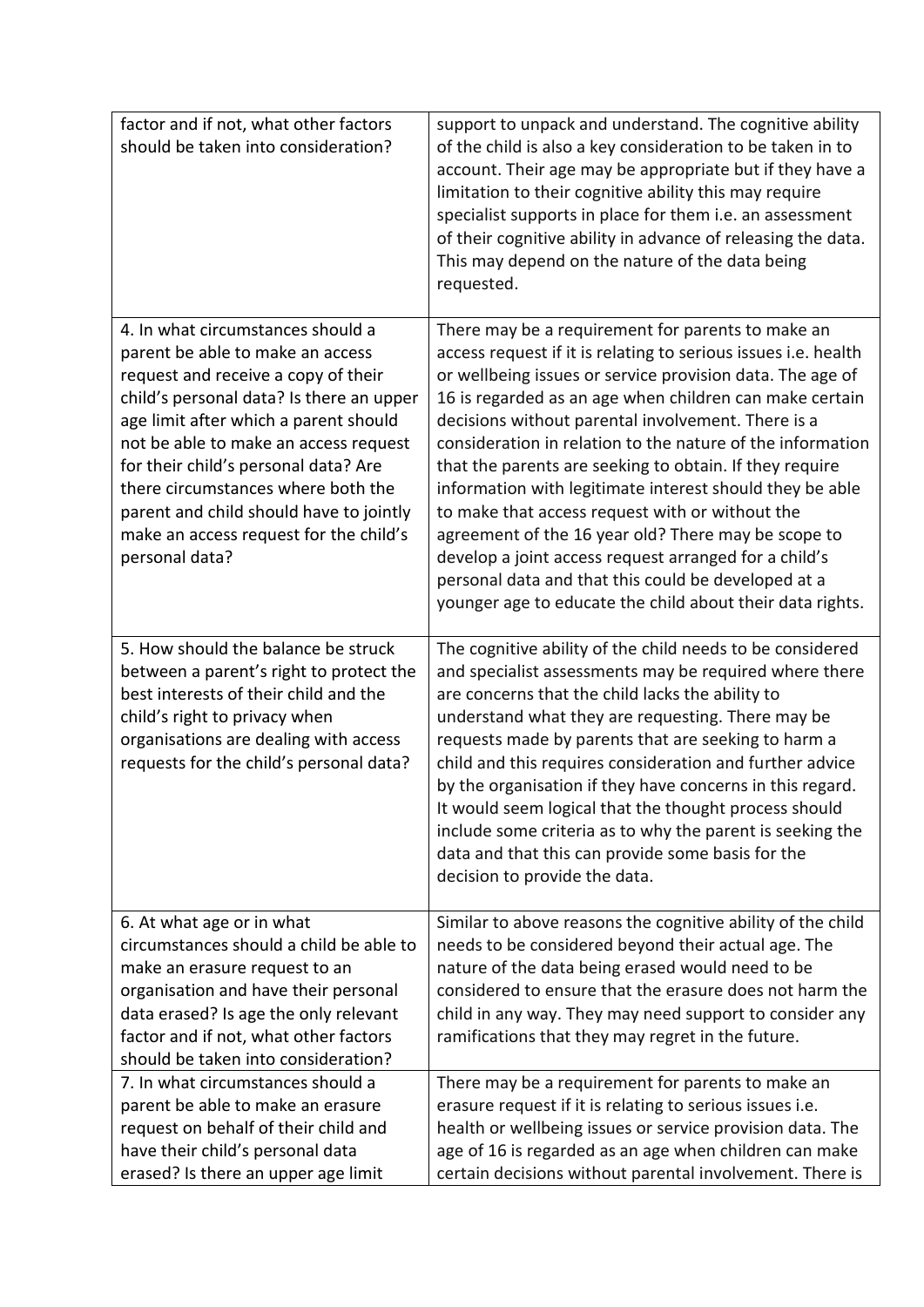| | |
|---|---|
| factor and if not, what other factors should be taken into consideration? | support to unpack and understand. The cognitive ability of the child is also a key consideration to be taken in to account. Their age may be appropriate but if they have a limitation to their cognitive ability this may require specialist supports in place for them i.e. an assessment of their cognitive ability in advance of releasing the data. This may depend on the nature of the data being requested. |
| 4. In what circumstances should a parent be able to make an access request and receive a copy of their child's personal data? Is there an upper age limit after which a parent should not be able to make an access request for their child's personal data? Are there circumstances where both the parent and child should have to jointly make an access request for the child's personal data? | There may be a requirement for parents to make an access request if it is relating to serious issues i.e. health or wellbeing issues or service provision data. The age of 16 is regarded as an age when children can make certain decisions without parental involvement. There is a consideration in relation to the nature of the information that the parents are seeking to obtain. If they require information with legitimate interest should they be able to make that access request with or without the agreement of the 16 year old? There may be scope to develop a joint access request arranged for a child's personal data and that this could be developed at a younger age to educate the child about their data rights. |
| 5. How should the balance be struck between a parent's right to protect the best interests of their child and the child's right to privacy when organisations are dealing with access requests for the child's personal data? | The cognitive ability of the child needs to be considered and specialist assessments may be required where there are concerns that the child lacks the ability to understand what they are requesting. There may be requests made by parents that are seeking to harm a child and this requires consideration and further advice by the organisation if they have concerns in this regard. It would seem logical that the thought process should include some criteria as to why the parent is seeking the data and that this can provide some basis for the decision to provide the data. |
| 6. At what age or in what circumstances should a child be able to make an erasure request to an organisation and have their personal data erased? Is age the only relevant factor and if not, what other factors should be taken into consideration? | Similar to above reasons the cognitive ability of the child needs to be considered beyond their actual age. The nature of the data being erased would need to be considered to ensure that the erasure does not harm the child in any way. They may need support to consider any ramifications that they may regret in the future. |
| 7. In what circumstances should a parent be able to make an erasure request on behalf of their child and have their child's personal data erased? Is there an upper age limit | There may be a requirement for parents to make an erasure request if it is relating to serious issues i.e. health or wellbeing issues or service provision data. The age of 16 is regarded as an age when children can make certain decisions without parental involvement. There is |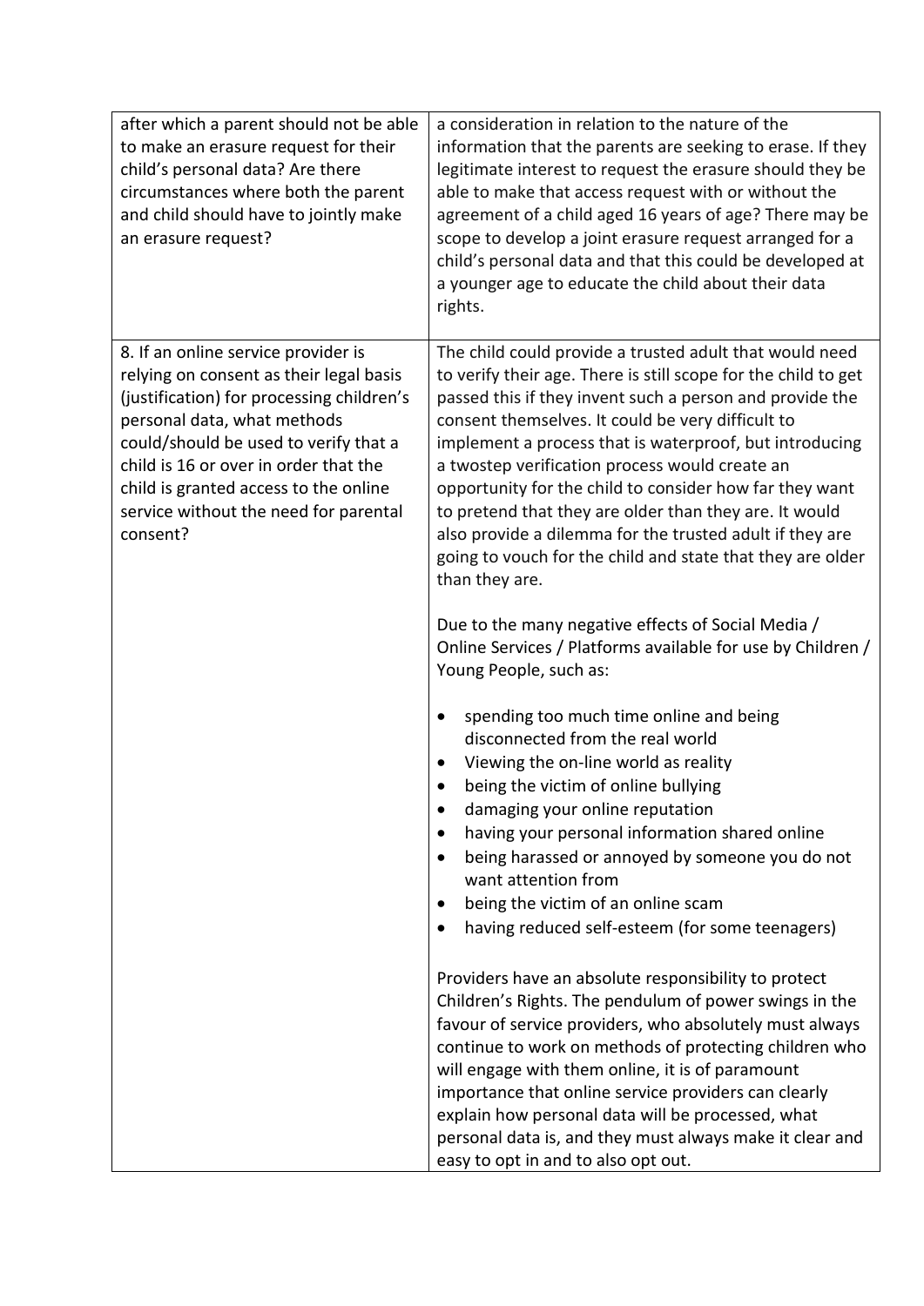| | |
|---|---|
| after which a parent should not be able to make an erasure request for their child's personal data? Are there circumstances where both the parent and child should have to jointly make an erasure request? | a consideration in relation to the nature of the information that the parents are seeking to erase. If they legitimate interest to request the erasure should they be able to make that access request with or without the agreement of a child aged 16 years of age? There may be scope to develop a joint erasure request arranged for a child's personal data and that this could be developed at a younger age to educate the child about their data rights. |
| 8. If an online service provider is relying on consent as their legal basis (justification) for processing children's personal data, what methods could/should be used to verify that a child is 16 or over in order that the child is granted access to the online service without the need for parental consent? | The child could provide a trusted adult that would need to verify their age. There is still scope for the child to get passed this if they invent such a person and provide the consent themselves. It could be very difficult to implement a process that is waterproof, but introducing a twostep verification process would create an opportunity for the child to consider how far they want to pretend that they are older than they are. It would also provide a dilemma for the trusted adult if they are going to vouch for the child and state that they are older than they are.<br><br>Due to the many negative effects of Social Media / Online Services / Platforms available for use by Children / Young People, such as:<br><br>• spending too much time online and being disconnected from the real world<br>• Viewing the on-line world as reality<br>• being the victim of online bullying<br>• damaging your online reputation<br>• having your personal information shared online<br>• being harassed or annoyed by someone you do not want attention from<br>• being the victim of an online scam<br>• having reduced self-esteem (for some teenagers)<br><br>Providers have an absolute responsibility to protect Children's Rights. The pendulum of power swings in the favour of service providers, who absolutely must always continue to work on methods of protecting children who will engage with them online, it is of paramount importance that online service providers can clearly explain how personal data will be processed, what personal data is, and they must always make it clear and easy to opt in and to also opt out. |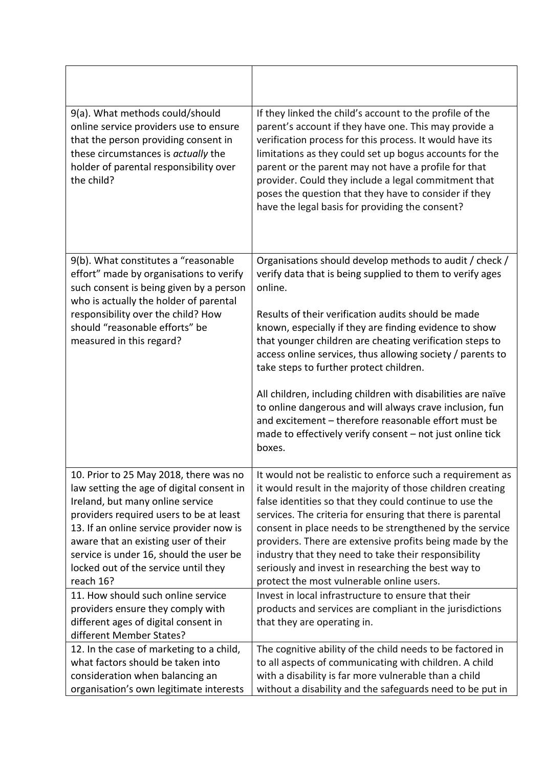| | |
|---|---|
| 9(a). What methods could/should online service providers use to ensure that the person providing consent in these circumstances is *actually* the holder of parental responsibility over the child? | If they linked the child's account to the profile of the parent's account if they have one. This may provide a verification process for this process. It would have its limitations as they could set up bogus accounts for the parent or the parent may not have a profile for that provider. Could they include a legal commitment that poses the question that they have to consider if they have the legal basis for providing the consent? |
| 9(b). What constitutes a "reasonable effort" made by organisations to verify such consent is being given by a person who is actually the holder of parental responsibility over the child? How should "reasonable efforts" be measured in this regard? | Organisations should develop methods to audit / check / verify data that is being supplied to them to verify ages online.<br><br>Results of their verification audits should be made known, especially if they are finding evidence to show that younger children are cheating verification steps to access online services, thus allowing society / parents to take steps to further protect children.<br><br>All children, including children with disabilities are naïve to online dangerous and will always crave inclusion, fun and excitement – therefore reasonable effort must be made to effectively verify consent – not just online tick boxes. |
| 10. Prior to 25 May 2018, there was no law setting the age of digital consent in Ireland, but many online service providers required users to be at least 13. If an online service provider now is aware that an existing user of their service is under 16, should the user be locked out of the service until they reach 16? | It would not be realistic to enforce such a requirement as it would result in the majority of those children creating false identities so that they could continue to use the services. The criteria for ensuring that there is parental consent in place needs to be strengthened by the service providers. There are extensive profits being made by the industry that they need to take their responsibility seriously and invest in researching the best way to protect the most vulnerable online users. |
| 11. How should such online service providers ensure they comply with different ages of digital consent in different Member States? | Invest in local infrastructure to ensure that their products and services are compliant in the jurisdictions that they are operating in. |
| 12. In the case of marketing to a child, what factors should be taken into consideration when balancing an organisation's own legitimate interests | The cognitive ability of the child needs to be factored in to all aspects of communicating with children. A child with a disability is far more vulnerable than a child without a disability and the safeguards need to be put in |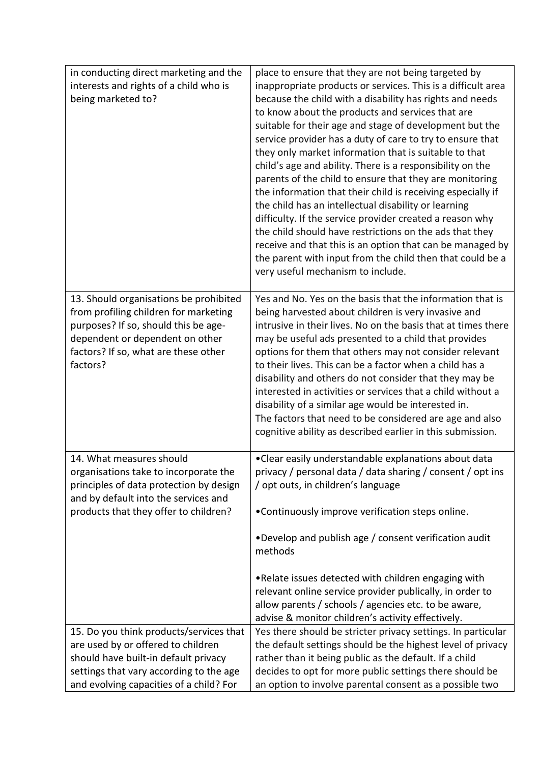| | |
|---|---|
| in conducting direct marketing and the interests and rights of a child who is being marketed to? | place to ensure that they are not being targeted by inappropriate products or services. This is a difficult area because the child with a disability has rights and needs to know about the products and services that are suitable for their age and stage of development but the service provider has a duty of care to try to ensure that they only market information that is suitable to that child's age and ability. There is a responsibility on the parents of the child to ensure that they are monitoring the information that their child is receiving especially if the child has an intellectual disability or learning difficulty. If the service provider created a reason why the child should have restrictions on the ads that they receive and that this is an option that can be managed by the parent with input from the child then that could be a very useful mechanism to include. |
| 13. Should organisations be prohibited from profiling children for marketing purposes? If so, should this be age-dependent or dependent on other factors? If so, what are these other factors? | Yes and No. Yes on the basis that the information that is being harvested about children is very invasive and intrusive in their lives. No on the basis that at times there may be useful ads presented to a child that provides options for them that others may not consider relevant to their lives. This can be a factor when a child has a disability and others do not consider that they may be interested in activities or services that a child without a disability of a similar age would be interested in. The factors that need to be considered are age and also cognitive ability as described earlier in this submission. |
| 14. What measures should organisations take to incorporate the principles of data protection by design and by default into the services and products that they offer to children? | •Clear easily understandable explanations about data privacy / personal data / data sharing / consent / opt ins / opt outs, in children's language<br><br>•Continuously improve verification steps online.<br><br>•Develop and publish age / consent verification audit methods<br><br>•Relate issues detected with children engaging with relevant online service provider publically, in order to allow parents / schools / agencies etc. to be aware, advise & monitor children's activity effectively. |
| 15. Do you think products/services that are used by or offered to children should have built-in default privacy settings that vary according to the age and evolving capacities of a child? For | Yes there should be stricter privacy settings. In particular the default settings should be the highest level of privacy rather than it being public as the default. If a child decides to opt for more public settings there should be an option to involve parental consent as a possible two |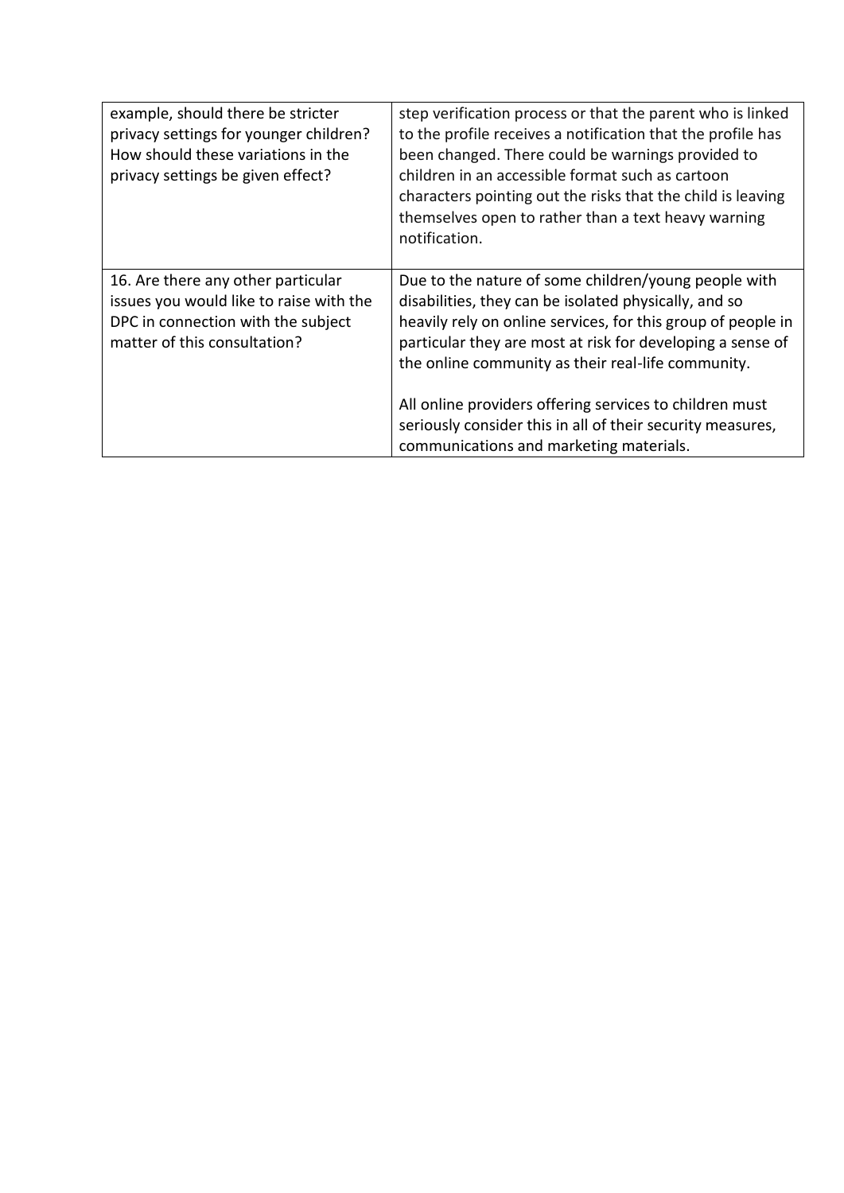| | |
|---|---|
| example, should there be stricter privacy settings for younger children? How should these variations in the privacy settings be given effect? | step verification process or that the parent who is linked to the profile receives a notification that the profile has been changed. There could be warnings provided to children in an accessible format such as cartoon characters pointing out the risks that the child is leaving themselves open to rather than a text heavy warning notification. |
| 16. Are there any other particular issues you would like to raise with the DPC in connection with the subject matter of this consultation? | Due to the nature of some children/young people with disabilities, they can be isolated physically, and so heavily rely on online services, for this group of people in particular they are most at risk for developing a sense of the online community as their real-life community.<br><br>All online providers offering services to children must seriously consider this in all of their security measures, communications and marketing materials. |